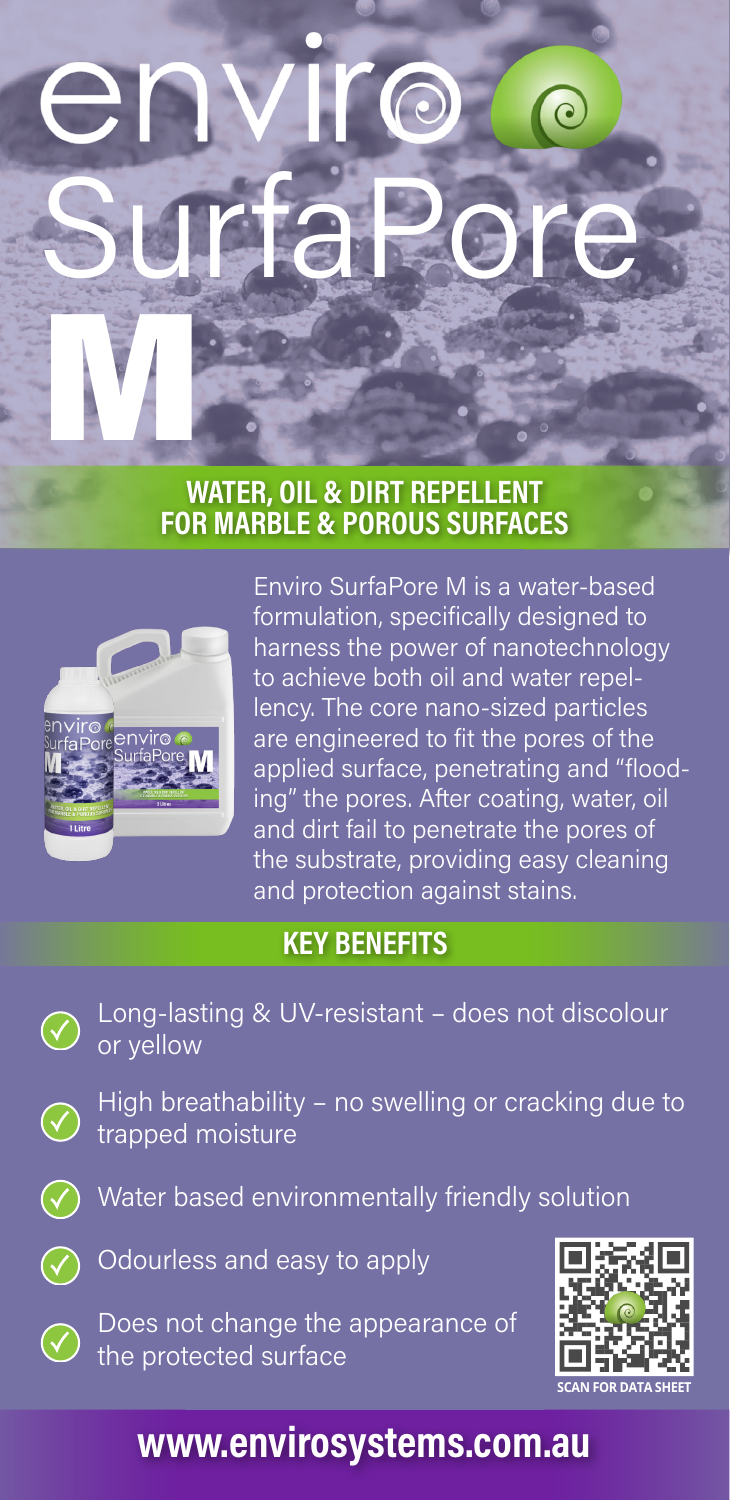# enviro SurfaPore M

## WATER, OIL & DIRT REPELLENT FOR MARBLE & POROUS SURFACES

Enviro SurfaPore M is a water-based formulation, specifically designed to harness the power of nanotechnology to achieve both oil and water repellency. The core nano-sized particles are engineered to fit the pores of the applied surface, penetrating and "flooding" the pores. After coating, water, oil and dirt fail to penetrate the pores of the substrate, providing easy cleaning and protection against stains.

## KEY BENEFITS

- Long-lasting & UV-resistant – does not discolour or yellow
- High breathability – no swelling or cracking due to trapped moisture
- Water based environmentally friendly solution
- Odourless and easy to apply
- Does not change the appearance of the protected surface

SCAN FOR DATA SHEET

**www.envirosystems.com.au**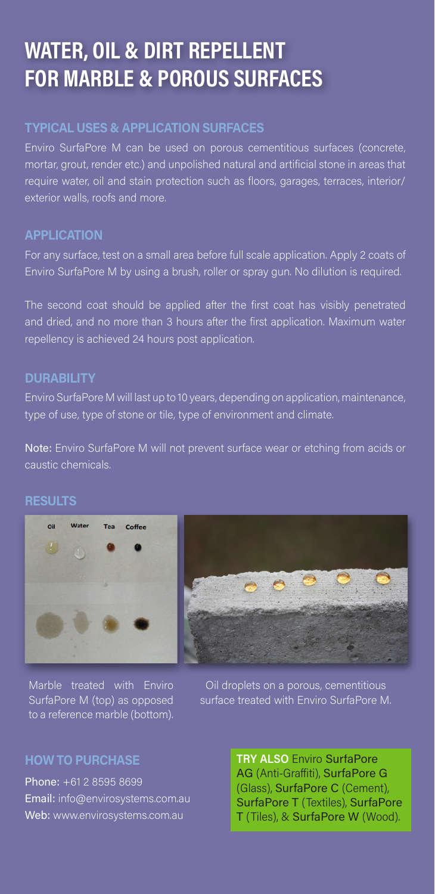# WATER, OIL & DIRT REPELLENT FOR MARBLE & POROUS SURFACES

## TYPICAL USES & APPLICATION SURFACES

Enviro SurfaPore M can be used on porous cementitious surfaces (concrete, mortar, grout, render etc.) and unpolished natural and artificial stone in areas that require water, oil and stain protection such as floors, garages, terraces, interior/exterior walls, roofs and more.

## APPLICATION

For any surface, test on a small area before full scale application. Apply 2 coats of Enviro SurfaPore M by using a brush, roller or spray gun. No dilution is required.

The second coat should be applied after the first coat has visibly penetrated and dried, and no more than 3 hours after the first application. Maximum water repellency is achieved 24 hours post application.

## DURABILITY

Enviro SurfaPore M will last up to 10 years, depending on application, maintenance, type of use, type of stone or tile, type of environment and climate.

**Note:** Enviro SurfaPore M will not prevent surface wear or etching from acids or caustic chemicals.

## RESULTS

Oil Water Tea Coffee

Marble treated with Enviro SurfaPore M (top) as opposed to a reference marble (bottom).

Oil droplets on a porous, cementitious surface treated with Enviro SurfaPore M.

## HOW TO PURCHASE

**Phone:** +61 2 8595 8699
**Email:** info@envirosystems.com.au
**Web:** www.envirosystems.com.au

**TRY ALSO** Enviro SurfaPore AG (Anti-Graffiti), SurfaPore G (Glass), SurfaPore C (Cement), SurfaPore T (Textiles), SurfaPore T (Tiles), & SurfaPore W (Wood).